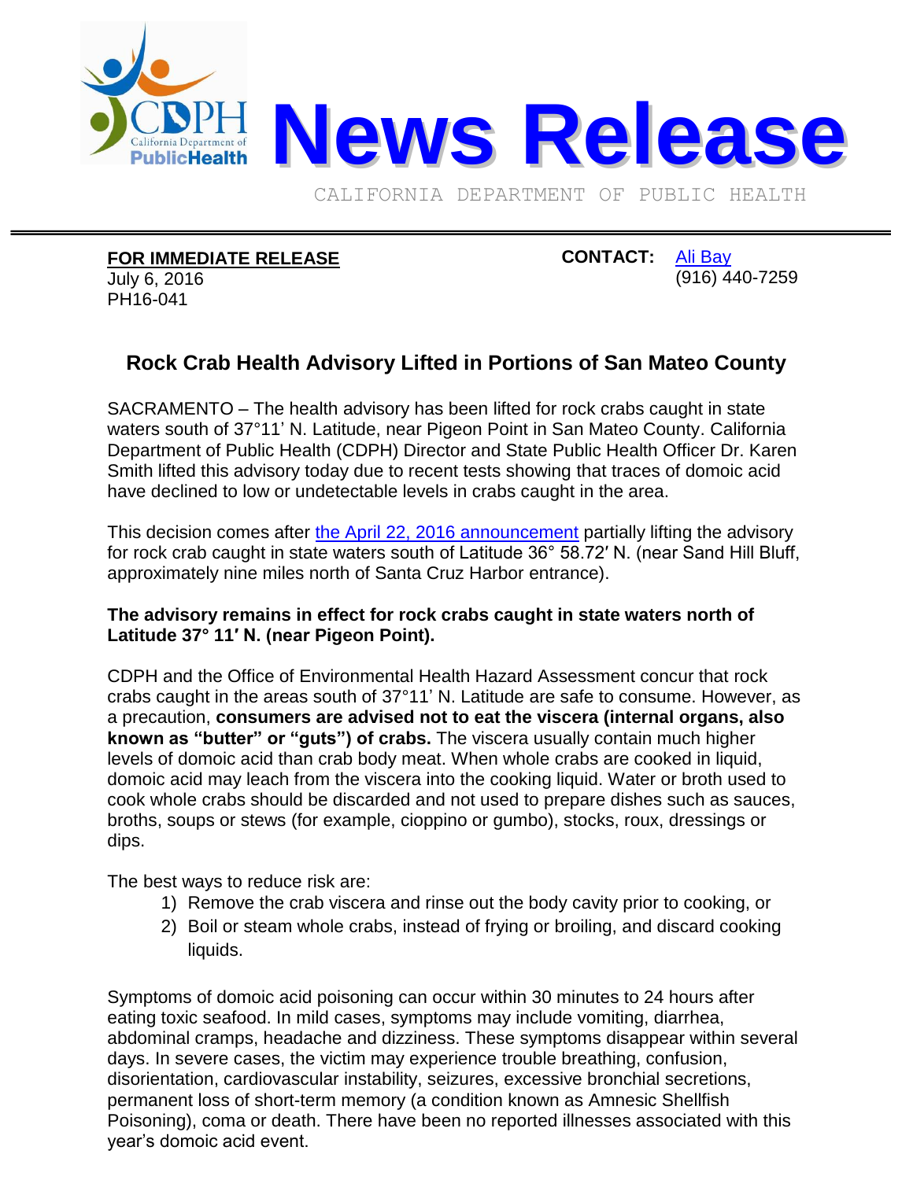# News Release

CALIFORNIA DEPARTMENT OF PUBLIC HEALTH

**FOR IMMEDIATE RELEASE**
July 6, 2016
PH16-041

**CONTACT:** Ali Bay
(916) 440-7259

## Rock Crab Health Advisory Lifted in Portions of San Mateo County

SACRAMENTO – The health advisory has been lifted for rock crabs caught in state waters south of 37°11' N. Latitude, near Pigeon Point in San Mateo County. California Department of Public Health (CDPH) Director and State Public Health Officer Dr. Karen Smith lifted this advisory today due to recent tests showing that traces of domoic acid have declined to low or undetectable levels in crabs caught in the area.

This decision comes after the April 22, 2016 announcement partially lifting the advisory for rock crab caught in state waters south of Latitude 36° 58.72′ N. (near Sand Hill Bluff, approximately nine miles north of Santa Cruz Harbor entrance).

**The advisory remains in effect for rock crabs caught in state waters north of Latitude 37° 11′ N. (near Pigeon Point).**

CDPH and the Office of Environmental Health Hazard Assessment concur that rock crabs caught in the areas south of 37°11' N. Latitude are safe to consume. However, as a precaution, **consumers are advised not to eat the viscera (internal organs, also known as "butter" or "guts") of crabs.** The viscera usually contain much higher levels of domoic acid than crab body meat. When whole crabs are cooked in liquid, domoic acid may leach from the viscera into the cooking liquid. Water or broth used to cook whole crabs should be discarded and not used to prepare dishes such as sauces, broths, soups or stews (for example, cioppino or gumbo), stocks, roux, dressings or dips.

The best ways to reduce risk are:

1) Remove the crab viscera and rinse out the body cavity prior to cooking, or
2) Boil or steam whole crabs, instead of frying or broiling, and discard cooking liquids.

Symptoms of domoic acid poisoning can occur within 30 minutes to 24 hours after eating toxic seafood. In mild cases, symptoms may include vomiting, diarrhea, abdominal cramps, headache and dizziness. These symptoms disappear within several days. In severe cases, the victim may experience trouble breathing, confusion, disorientation, cardiovascular instability, seizures, excessive bronchial secretions, permanent loss of short-term memory (a condition known as Amnesic Shellfish Poisoning), coma or death. There have been no reported illnesses associated with this year's domoic acid event.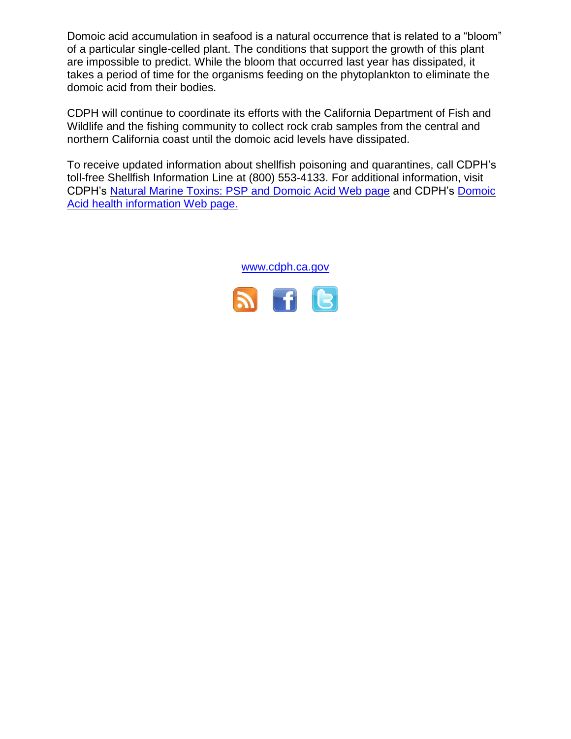Domoic acid accumulation in seafood is a natural occurrence that is related to a "bloom" of a particular single-celled plant. The conditions that support the growth of this plant are impossible to predict. While the bloom that occurred last year has dissipated, it takes a period of time for the organisms feeding on the phytoplankton to eliminate the domoic acid from their bodies.

CDPH will continue to coordinate its efforts with the California Department of Fish and Wildlife and the fishing community to collect rock crab samples from the central and northern California coast until the domoic acid levels have dissipated.

To receive updated information about shellfish poisoning and quarantines, call CDPH's toll-free Shellfish Information Line at (800) 553-4133. For additional information, visit CDPH's Natural Marine Toxins: PSP and Domoic Acid Web page and CDPH's Domoic Acid health information Web page.

www.cdph.ca.gov